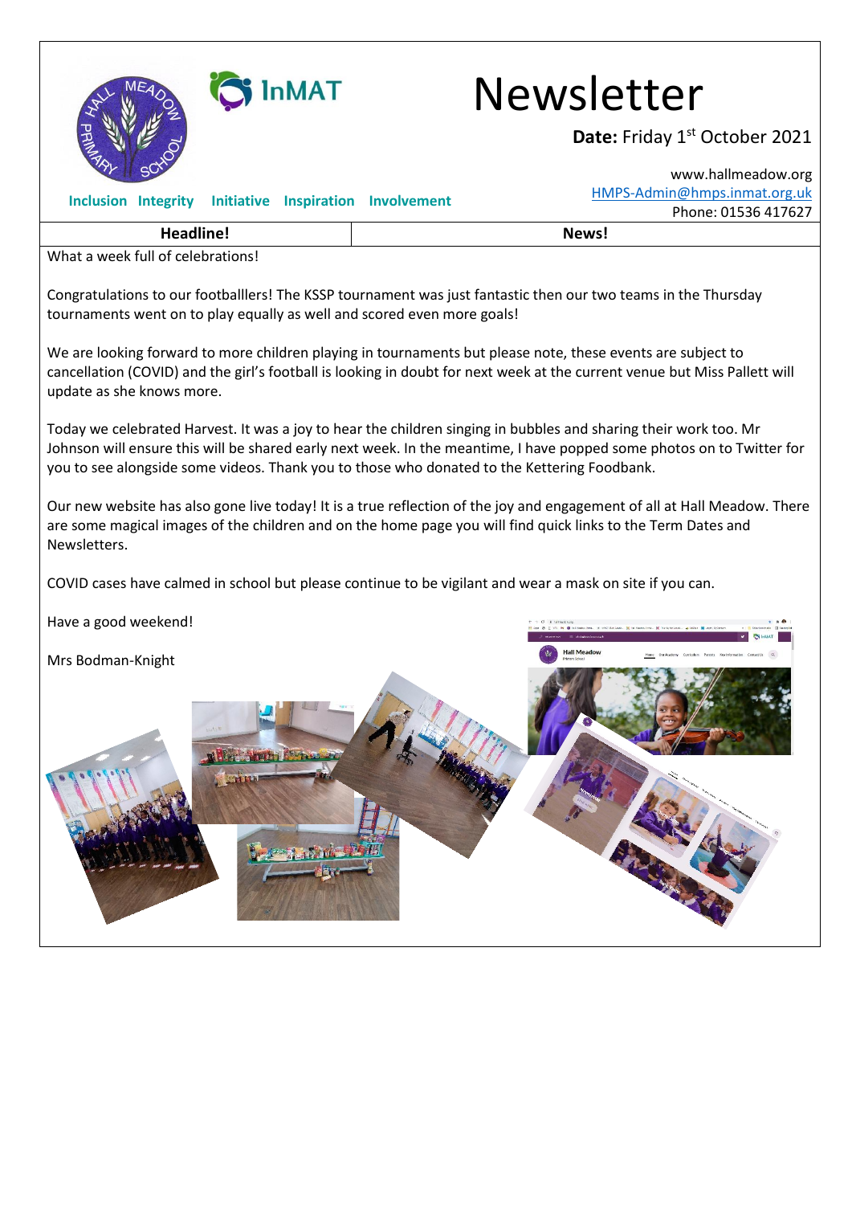# Newsletter

**Date:** Friday 1st October 2021

www.hallmeadow.org
HMPS-Admin@hmps.inmat.org.uk
Phone: 01536 417627

**Inclusion Integrity Initiative Inspiration Involvement**

| Headline! | News! |
|---|---|

What a week full of celebrations!

Congratulations to our footballlers! The KSSP tournament was just fantastic then our two teams in the Thursday tournaments went on to play equally as well and scored even more goals!

We are looking forward to more children playing in tournaments but please note, these events are subject to cancellation (COVID) and the girl's football is looking in doubt for next week at the current venue but Miss Pallett will update as she knows more.

Today we celebrated Harvest. It was a joy to hear the children singing in bubbles and sharing their work too. Mr Johnson will ensure this will be shared early next week. In the meantime, I have popped some photos on to Twitter for you to see alongside some videos. Thank you to those who donated to the Kettering Foodbank.

Our new website has also gone live today! It is a true reflection of the joy and engagement of all at Hall Meadow. There are some magical images of the children and on the home page you will find quick links to the Term Dates and Newsletters.

COVID cases have calmed in school but please continue to be vigilant and wear a mask on site if you can.

Have a good weekend!

Mrs Bodman-Knight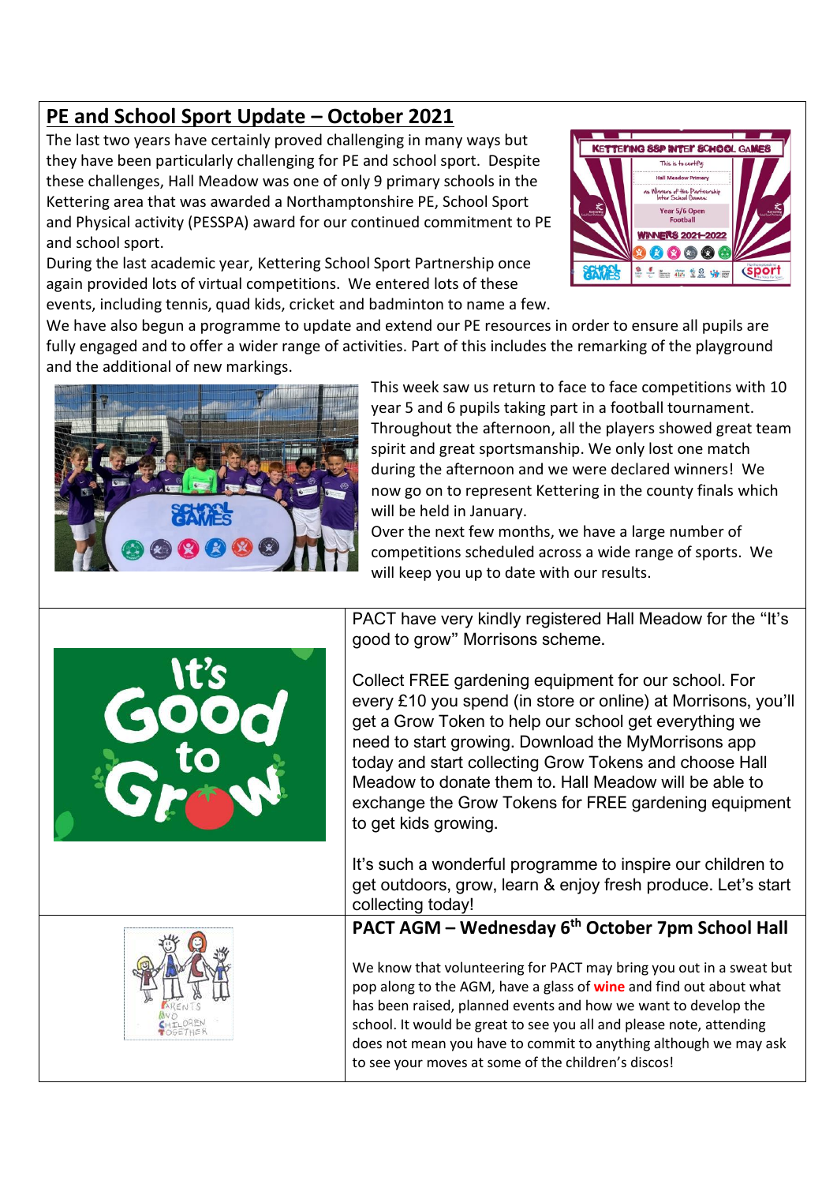## PE and School Sport Update – October 2021

The last two years have certainly proved challenging in many ways but they have been particularly challenging for PE and school sport. Despite these challenges, Hall Meadow was one of only 9 primary schools in the Kettering area that was awarded a Northamptonshire PE, School Sport and Physical activity (PESSPA) award for our continued commitment to PE and school sport.

During the last academic year, Kettering School Sport Partnership once again provided lots of virtual competitions. We entered lots of these events, including tennis, quad kids, cricket and badminton to name a few. We have also begun a programme to update and extend our PE resources in order to ensure all pupils are fully engaged and to offer a wider range of activities. Part of this includes the remarking of the playground and the additional of new markings.

This week saw us return to face to face competitions with 10 year 5 and 6 pupils taking part in a football tournament. Throughout the afternoon, all the players showed great team spirit and great sportsmanship. We only lost one match during the afternoon and we were declared winners! We now go on to represent Kettering in the county finals which will be held in January.

Over the next few months, we have a large number of competitions scheduled across a wide range of sports. We will keep you up to date with our results.

PACT have very kindly registered Hall Meadow for the "It's good to grow" Morrisons scheme.

Collect FREE gardening equipment for our school. For every £10 you spend (in store or online) at Morrisons, you'll get a Grow Token to help our school get everything we need to start growing. Download the MyMorrisons app today and start collecting Grow Tokens and choose Hall Meadow to donate them to. Hall Meadow will be able to exchange the Grow Tokens for FREE gardening equipment to get kids growing.

It's such a wonderful programme to inspire our children to get outdoors, grow, learn & enjoy fresh produce. Let's start collecting today!

### PACT AGM – Wednesday 6th October 7pm School Hall

We know that volunteering for PACT may bring you out in a sweat but pop along to the AGM, have a glass of **wine** and find out about what has been raised, planned events and how we want to develop the school. It would be great to see you all and please note, attending does not mean you have to commit to anything although we may ask to see your moves at some of the children's discos!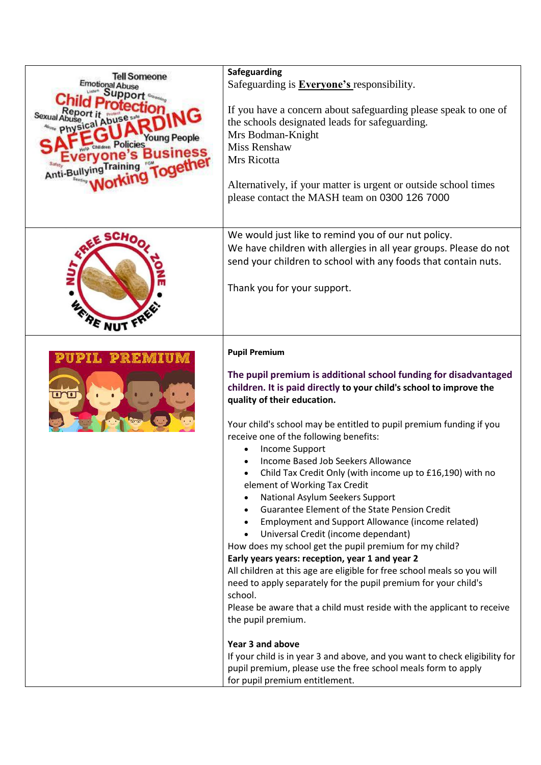## Safeguarding

Safeguarding is **Everyone's** responsibility.

If you have a concern about safeguarding please speak to one of the schools designated leads for safeguarding.
Mrs Bodman-Knight
Miss Renshaw
Mrs Ricotta

Alternatively, if your matter is urgent or outside school times please contact the MASH team on 0300 126 7000

---

We would just like to remind you of our nut policy.
We have children with allergies in all year groups. Please do not send your children to school with any foods that contain nuts.

Thank you for your support.

---

## Pupil Premium

**The pupil premium is additional school funding for disadvantaged children. It is paid directly to your child's school to improve the quality of their education.**

Your child's school may be entitled to pupil premium funding if you receive one of the following benefits:

- Income Support
- Income Based Job Seekers Allowance
- Child Tax Credit Only (with income up to £16,190) with no element of Working Tax Credit
- National Asylum Seekers Support
- Guarantee Element of the State Pension Credit
- Employment and Support Allowance (income related)
- Universal Credit (income dependant)

How does my school get the pupil premium for my child?

**Early years years: reception, year 1 and year 2**

All children at this age are eligible for free school meals so you will need to apply separately for the pupil premium for your child's school.

Please be aware that a child must reside with the applicant to receive the pupil premium.

**Year 3 and above**

If your child is in year 3 and above, and you want to check eligibility for pupil premium, please use the free school meals form to apply for pupil premium entitlement.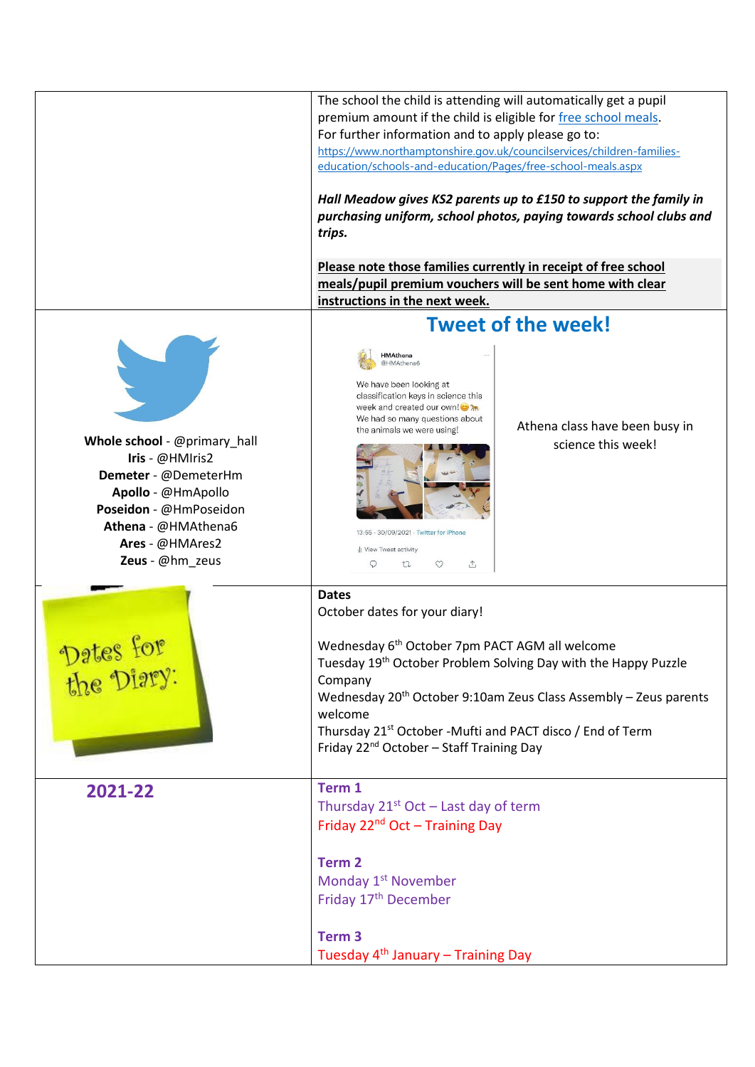The school the child is attending will automatically get a pupil premium amount if the child is eligible for free school meals.
For further information and to apply please go to:
https://www.northamptonshire.gov.uk/councilservices/children-families-education/schools-and-education/Pages/free-school-meals.aspx

***Hall Meadow gives KS2 parents up to £150 to support the family in purchasing uniform, school photos, paying towards school clubs and trips.***

**Please note those families currently in receipt of free school meals/pupil premium vouchers will be sent home with clear instructions in the next week.**

**Whole school** - @primary_hall
**Iris** - @HMIris2
**Demeter** - @DemeterHm
**Apollo** - @HmApollo
**Poseidon** - @HmPoseidon
**Athena** - @HMAthena6
**Ares** - @HMAres2
**Zeus** - @hm_zeus

## Tweet of the week!

HMAthena
@HMAthena6

We have been looking at classification keys in science this week and created our own! We had so many questions about the animals we were using!

13:55 · 30/09/2021 · Twitter for iPhone

Athena class have been busy in science this week!

Dates for the Diary:

**Dates**
October dates for your diary!

Wednesday 6th October 7pm PACT AGM all welcome
Tuesday 19th October Problem Solving Day with the Happy Puzzle Company
Wednesday 20th October 9:10am Zeus Class Assembly – Zeus parents welcome
Thursday 21st October -Mufti and PACT disco / End of Term
Friday 22nd October – Staff Training Day

**2021-22**

**Term 1**
Thursday 21st Oct – Last day of term
Friday 22nd Oct – Training Day

**Term 2**
Monday 1st November
Friday 17th December

**Term 3**
Tuesday 4th January – Training Day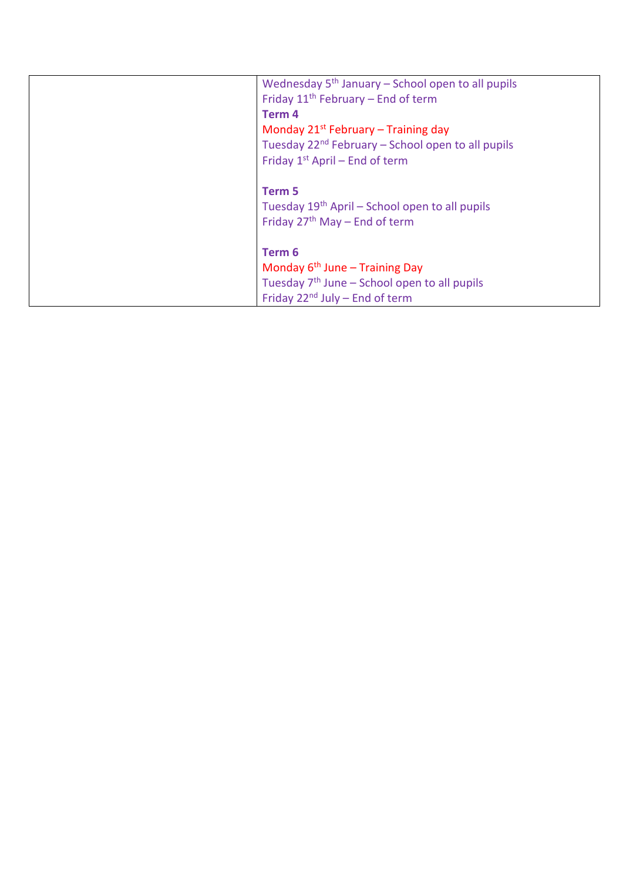| | |
|---|---|
| | Wednesday 5th January – School open to all pupils<br>Friday 11th February – End of term<br>**Term 4**<br>Monday 21st February – Training day<br>Tuesday 22nd February – School open to all pupils<br>Friday 1st April – End of term<br><br>**Term 5**<br>Tuesday 19th April – School open to all pupils<br>Friday 27th May – End of term<br><br>**Term 6**<br>Monday 6th June – Training Day<br>Tuesday 7th June – School open to all pupils<br>Friday 22nd July – End of term |